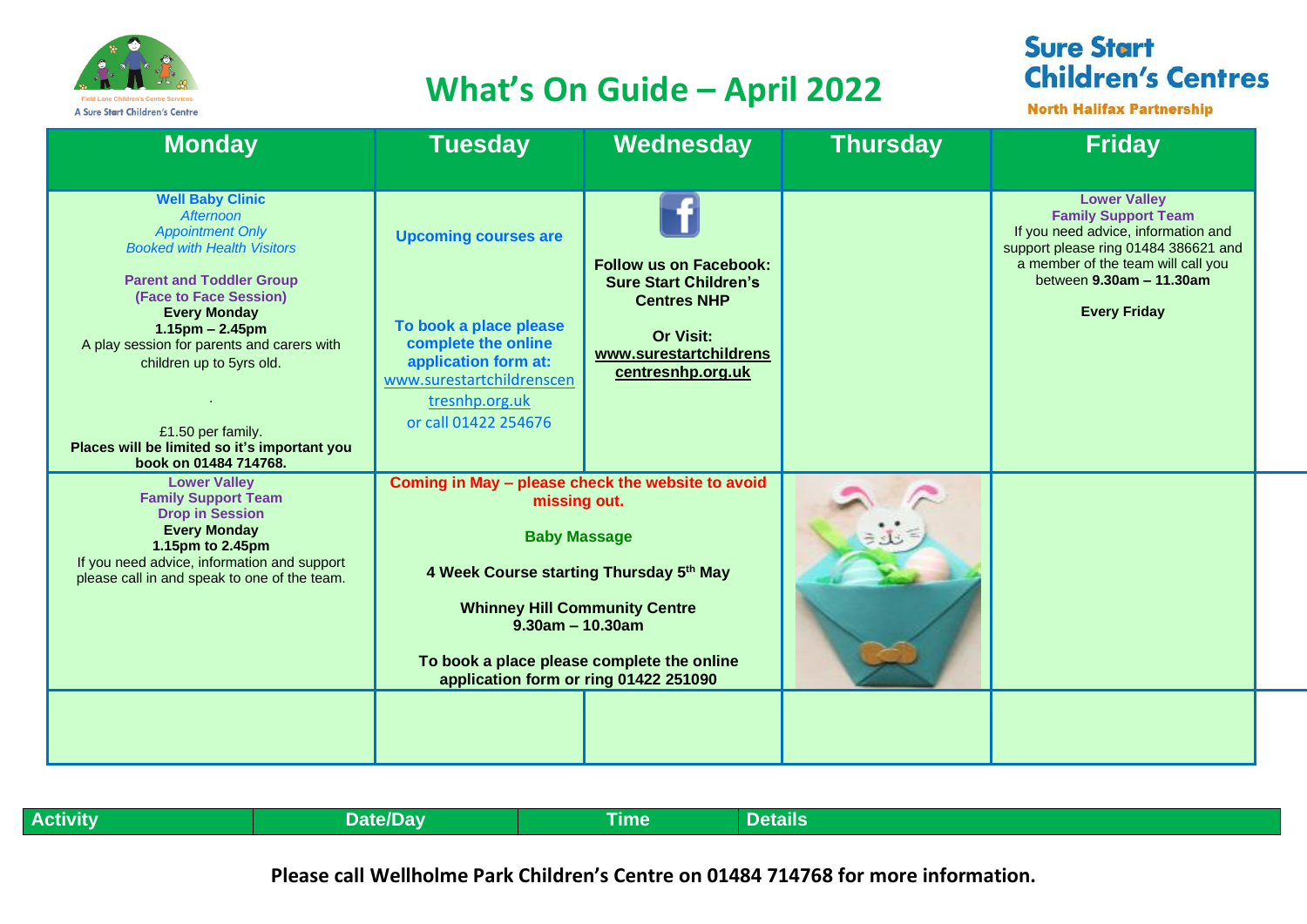# What's On Guide – April 2022

Sure Start Children's Centres
North Halifax Partnership

| Monday | Tuesday | Wednesday | Thursday | Friday |
| --- | --- | --- | --- | --- |
| **Well Baby Clinic** *Afternoon* *Appointment Only* *Booked with Health Visitors* **Parent and Toddler Group (Face to Face Session)** **Every Monday** **1.15pm – 2.45pm** A play session for parents and carers with children up to 5yrs old. . £1.50 per family. **Places will be limited so it's important you book on 01484 714768.** | **Upcoming courses are** **To book a place please complete the online application form at:** www.surestartchildrenscentresnhp.org.uk or call 01422 254676 | **Follow us on Facebook: Sure Start Children's Centres NHP** **Or Visit: www.surestartchildrenscentresnhp.org.uk** | | **Lower Valley Family Support Team** If you need advice, information and support please ring 01484 386621 and a member of the team will call you between **9.30am – 11.30am** **Every Friday** |
| **Lower Valley Family Support Team Drop in Session** **Every Monday** **1.15pm to 2.45pm** If you need advice, information and support please call in and speak to one of the team. | **Coming in May – please check the website to avoid missing out.** **Baby Massage** **4 Week Course starting Thursday 5th May** **Whinney Hill Community Centre 9.30am – 10.30am** **To book a place please complete the online application form or ring 01422 251090** | | | |
| | | | | |

| Activity | Date/Day | Time | Details |
| --- | --- | --- | --- |

**Please call Wellholme Park Children's Centre on 01484 714768 for more information.**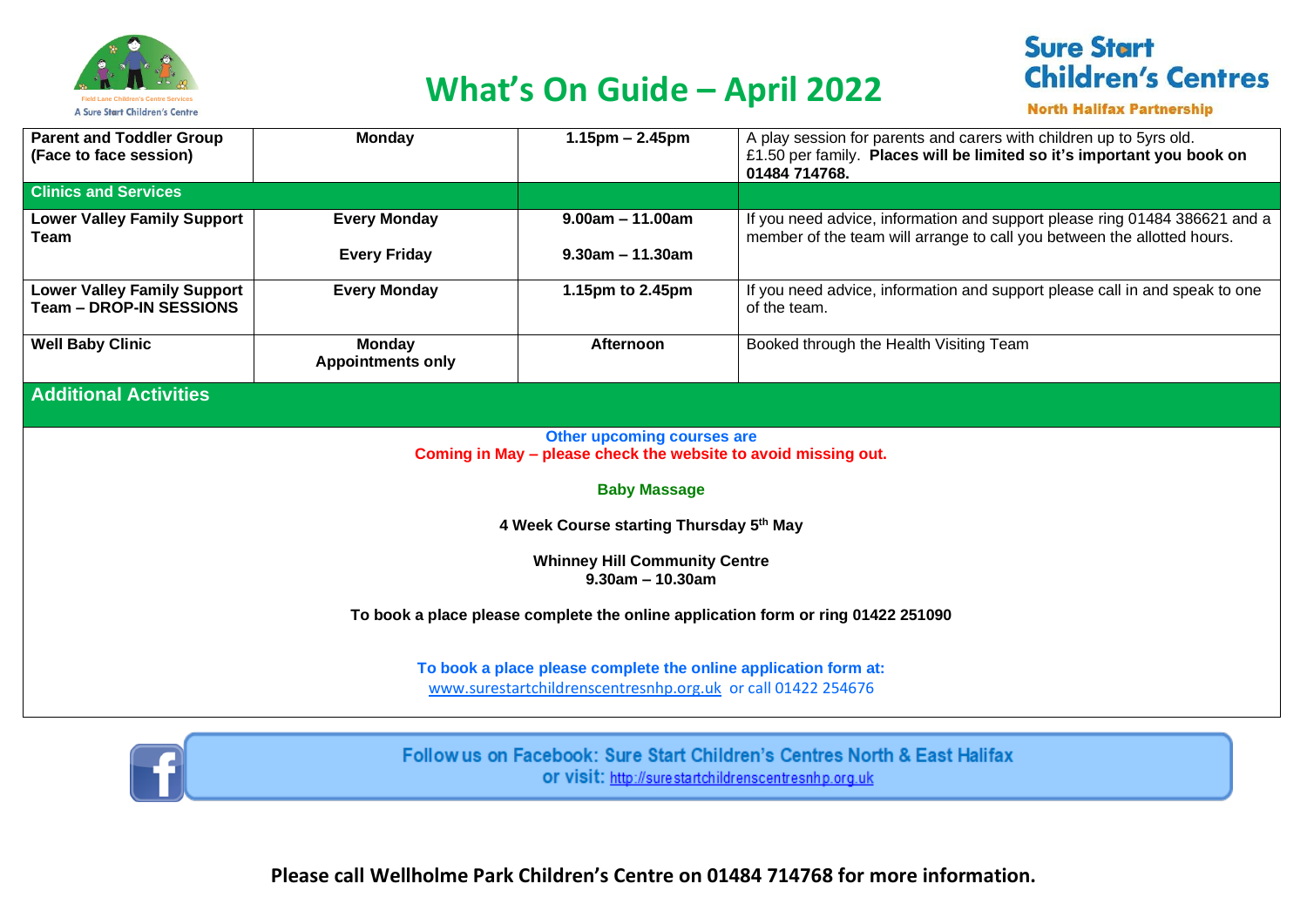# What's On Guide – April 2022

Sure Start Children's Centres

North Halifax Partnership

| | | | |
|---|---|---|---|
| **Parent and Toddler Group (Face to face session)** | **Monday** | **1.15pm – 2.45pm** | A play session for parents and carers with children up to 5yrs old. £1.50 per family. **Places will be limited so it's important you book on 01484 714768.** |
| **Clinics and Services** | | | |
| **Lower Valley Family Support Team** | **Every Monday**<br><br>**Every Friday** | **9.00am – 11.00am**<br><br>**9.30am – 11.30am** | If you need advice, information and support please ring 01484 386621 and a member of the team will arrange to call you between the allotted hours. |
| **Lower Valley Family Support Team – DROP-IN SESSIONS** | **Every Monday** | **1.15pm to 2.45pm** | If you need advice, information and support please call in and speak to one of the team. |
| **Well Baby Clinic** | **Monday Appointments only** | **Afternoon** | Booked through the Health Visiting Team |

## Additional Activities

**Other upcoming courses are**
**Coming in May – please check the website to avoid missing out.**

**Baby Massage**

**4 Week Course starting Thursday 5th May**

**Whinney Hill Community Centre**
**9.30am – 10.30am**

**To book a place please complete the online application form or ring 01422 251090**

**To book a place please complete the online application form at:**
www.surestartchildrenscentresnhp.org.uk or call 01422 254676

Follow us on Facebook: Sure Start Children's Centres North & East Halifax
or visit: http://surestartchildrenscentresnhp.org.uk

**Please call Wellholme Park Children's Centre on 01484 714768 for more information.**